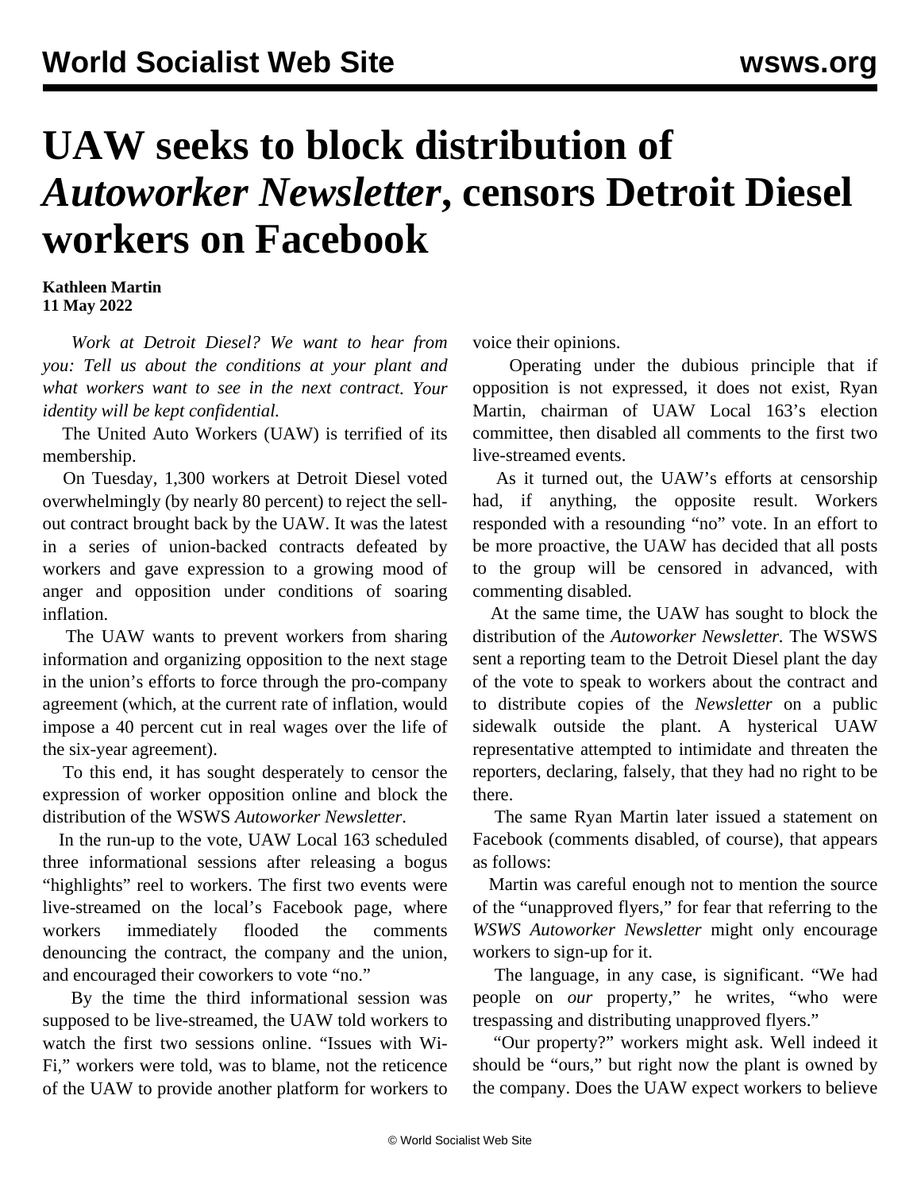# UAW seeks to block distribution of *Autoworker Newsletter*, censors Detroit Diesel workers on Facebook

**Kathleen Martin**
**11 May 2022**

*Work at Detroit Diesel? We want to hear from you: Tell us about the conditions at your plant and what workers want to see in the next contract. Your identity will be kept confidential.*

The United Auto Workers (UAW) is terrified of its membership.

On Tuesday, 1,300 workers at Detroit Diesel voted overwhelmingly (by nearly 80 percent) to reject the sell-out contract brought back by the UAW. It was the latest in a series of union-backed contracts defeated by workers and gave expression to a growing mood of anger and opposition under conditions of soaring inflation.

The UAW wants to prevent workers from sharing information and organizing opposition to the next stage in the union's efforts to force through the pro-company agreement (which, at the current rate of inflation, would impose a 40 percent cut in real wages over the life of the six-year agreement).

To this end, it has sought desperately to censor the expression of worker opposition online and block the distribution of the WSWS *Autoworker Newsletter*.

In the run-up to the vote, UAW Local 163 scheduled three informational sessions after releasing a bogus "highlights" reel to workers. The first two events were live-streamed on the local's Facebook page, where workers immediately flooded the comments denouncing the contract, the company and the union, and encouraged their coworkers to vote "no."

By the time the third informational session was supposed to be live-streamed, the UAW told workers to watch the first two sessions online. "Issues with Wi-Fi," workers were told, was to blame, not the reticence of the UAW to provide another platform for workers to voice their opinions.

Operating under the dubious principle that if opposition is not expressed, it does not exist, Ryan Martin, chairman of UAW Local 163's election committee, then disabled all comments to the first two live-streamed events.

As it turned out, the UAW's efforts at censorship had, if anything, the opposite result. Workers responded with a resounding "no" vote. In an effort to be more proactive, the UAW has decided that all posts to the group will be censored in advanced, with commenting disabled.

At the same time, the UAW has sought to block the distribution of the *Autoworker Newsletter*. The WSWS sent a reporting team to the Detroit Diesel plant the day of the vote to speak to workers about the contract and to distribute copies of the *Newsletter* on a public sidewalk outside the plant. A hysterical UAW representative attempted to intimidate and threaten the reporters, declaring, falsely, that they had no right to be there.

The same Ryan Martin later issued a statement on Facebook (comments disabled, of course), that appears as follows:

Martin was careful enough not to mention the source of the "unapproved flyers," for fear that referring to the *WSWS Autoworker Newsletter* might only encourage workers to sign-up for it.

The language, in any case, is significant. "We had people on *our* property," he writes, "who were trespassing and distributing unapproved flyers."

"Our property?" workers might ask. Well indeed it should be "ours," but right now the plant is owned by the company. Does the UAW expect workers to believe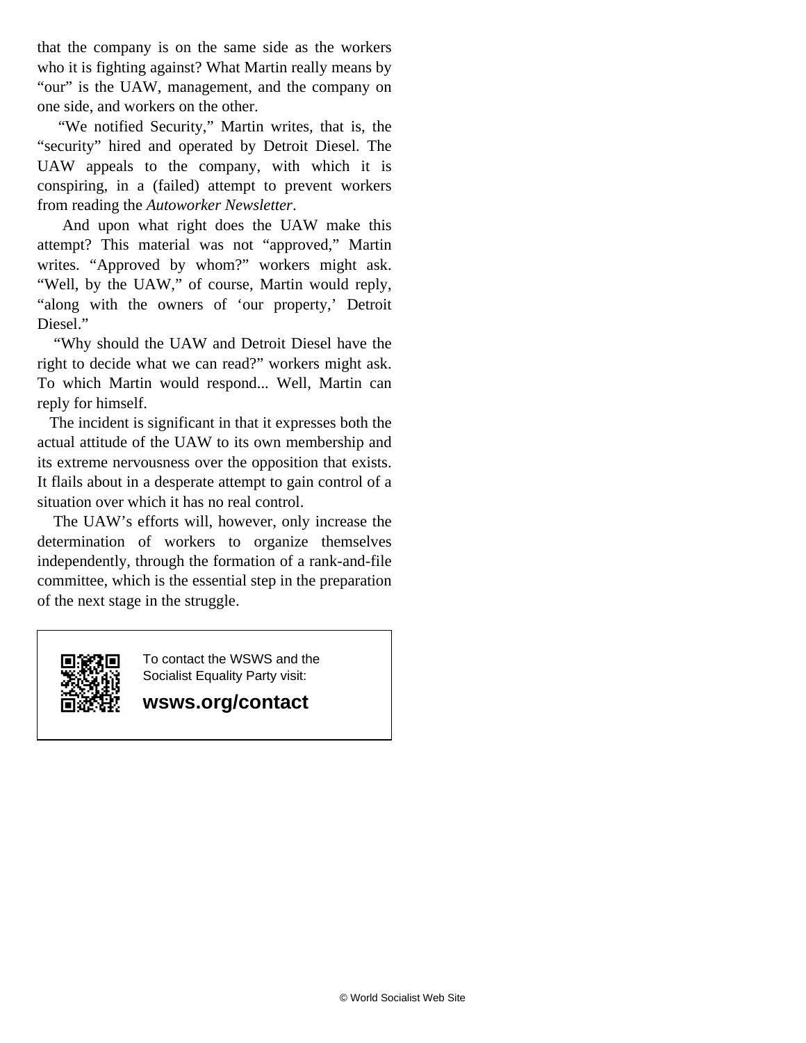that the company is on the same side as the workers who it is fighting against? What Martin really means by "our" is the UAW, management, and the company on one side, and workers on the other.

"We notified Security," Martin writes, that is, the "security" hired and operated by Detroit Diesel. The UAW appeals to the company, with which it is conspiring, in a (failed) attempt to prevent workers from reading the *Autoworker Newsletter*.

And upon what right does the UAW make this attempt? This material was not "approved," Martin writes. "Approved by whom?" workers might ask. "Well, by the UAW," of course, Martin would reply, "along with the owners of 'our property,' Detroit Diesel."

"Why should the UAW and Detroit Diesel have the right to decide what we can read?" workers might ask. To which Martin would respond... Well, Martin can reply for himself.

The incident is significant in that it expresses both the actual attitude of the UAW to its own membership and its extreme nervousness over the opposition that exists. It flails about in a desperate attempt to gain control of a situation over which it has no real control.

The UAW's efforts will, however, only increase the determination of workers to organize themselves independently, through the formation of a rank-and-file committee, which is the essential step in the preparation of the next stage in the struggle.

To contact the WSWS and the Socialist Equality Party visit:

**wsws.org/contact**